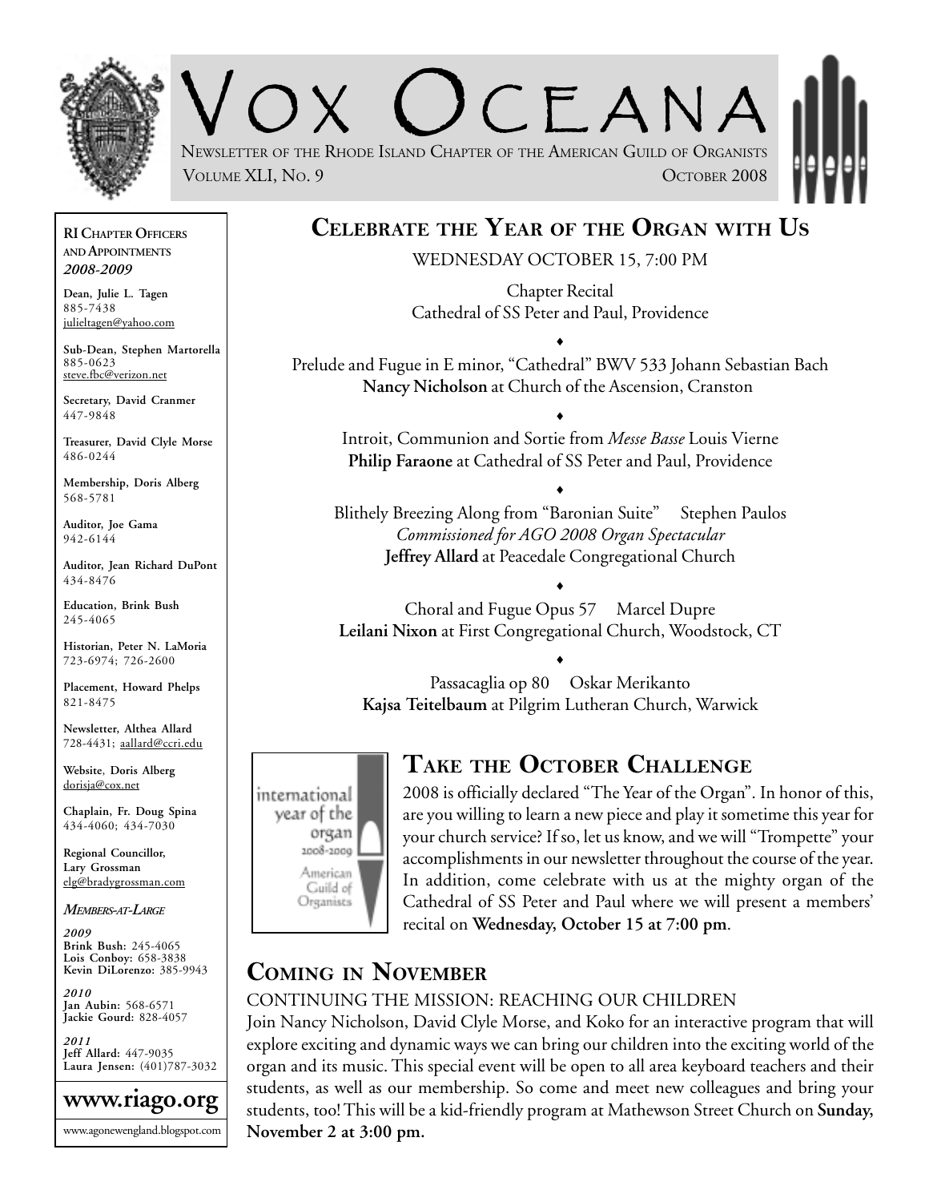# VOX OCEANA

NEWSLETTER OF THE RHODE ISLAND CHAPTER OF THE AMERICAN GUILD OF ORGANISTS

VOLUME XLI, NO. 9 OCTOBER 2008

## CELEBRATE THE YEAR OF THE ORGAN WITH US

WEDNESDAY OCTOBER 15, 7:00 PM

Chapter Recital
Cathedral of SS Peter and Paul, Providence

♦

Prelude and Fugue in E minor, "Cathedral" BWV 533 Johann Sebastian Bach
**Nancy Nicholson** at Church of the Ascension, Cranston

♦

Introit, Communion and Sortie from *Messe Basse* Louis Vierne
**Philip Faraone** at Cathedral of SS Peter and Paul, Providence

♦

Blithely Breezing Along from "Baronian Suite" Stephen Paulos
*Commissioned for AGO 2008 Organ Spectacular*
**Jeffrey Allard** at Peacedale Congregational Church

♦

Choral and Fugue Opus 57 Marcel Dupre
**Leilani Nixon** at First Congregational Church, Woodstock, CT

♦

Passacaglia op 80 Oskar Merikanto
**Kajsa Teitelbaum** at Pilgrim Lutheran Church, Warwick

## TAKE THE OCTOBER CHALLENGE

international year of the organ 2008-2009 American Guild of Organists

2008 is officially declared "The Year of the Organ". In honor of this, are you willing to learn a new piece and play it sometime this year for your church service? If so, let us know, and we will "Trompette" your accomplishments in our newsletter throughout the course of the year. In addition, come celebrate with us at the mighty organ of the Cathedral of SS Peter and Paul where we will present a members' recital on **Wednesday, October 15 at 7:00 pm**.

## COMING IN NOVEMBER

CONTINUING THE MISSION: REACHING OUR CHILDREN

Join Nancy Nicholson, David Clyle Morse, and Koko for an interactive program that will explore exciting and dynamic ways we can bring our children into the exciting world of the organ and its music. This special event will be open to all area keyboard teachers and their students, as well as our membership. So come and meet new colleagues and bring your students, too! This will be a kid-friendly program at Mathewson Street Church on **Sunday, November 2 at 3:00 pm.**

---

**RI CHAPTER OFFICERS AND APPOINTMENTS**
***2008-2009***

**Dean, Julie L. Tagen**
885-7438
julieltagen@yahoo.com

**Sub-Dean, Stephen Martorella**
885-0623
steve.fbc@verizon.net

**Secretary, David Cranmer**
447-9848

**Treasurer, David Clyle Morse**
486-0244

**Membership, Doris Alberg**
568-5781

**Auditor, Joe Gama**
942-6144

**Auditor, Jean Richard DuPont**
434-8476

**Education, Brink Bush**
245-4065

**Historian, Peter N. LaMoria**
723-6974; 726-2600

**Placement, Howard Phelps**
821-8475

**Newsletter, Althea Allard**
728-4431; aallard@ccri.edu

**Website, Doris Alberg**
dorisja@cox.net

**Chaplain, Fr. Doug Spina**
434-4060; 434-7030

**Regional Councillor, Lary Grossman**
elg@bradygrossman.com

***MEMBERS-AT-LARGE***

***2009***
**Brink Bush:** 245-4065
**Lois Conboy:** 658-3838
**Kevin DiLorenzo:** 385-9943

***2010***
**Jan Aubin:** 568-6571
**Jackie Gourd:** 828-4057

***2011***
**Jeff Allard:** 447-9035
**Laura Jensen:** (401)787-3032

**www.riago.org**

www.agonewengland.blogspot.com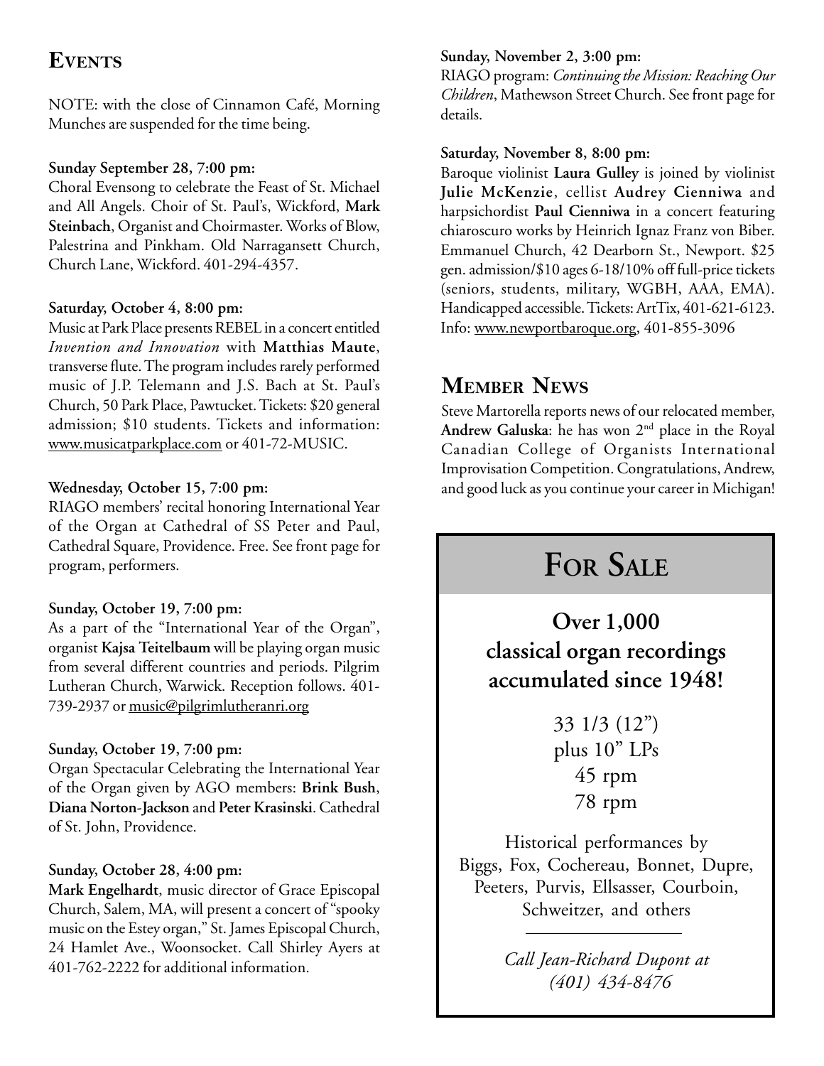## Events

NOTE: with the close of Cinnamon Café, Morning Munches are suspended for the time being.

**Sunday September 28, 7:00 pm:**
Choral Evensong to celebrate the Feast of St. Michael and All Angels. Choir of St. Paul's, Wickford, **Mark Steinbach**, Organist and Choirmaster. Works of Blow, Palestrina and Pinkham. Old Narragansett Church, Church Lane, Wickford. 401-294-4357.

**Saturday, October 4, 8:00 pm:**
Music at Park Place presents REBEL in a concert entitled *Invention and Innovation* with **Matthias Maute**, transverse flute. The program includes rarely performed music of J.P. Telemann and J.S. Bach at St. Paul's Church, 50 Park Place, Pawtucket. Tickets: $20 general admission; $10 students. Tickets and information: www.musicatparkplace.com or 401-72-MUSIC.

**Wednesday, October 15, 7:00 pm:**
RIAGO members' recital honoring International Year of the Organ at Cathedral of SS Peter and Paul, Cathedral Square, Providence. Free. See front page for program, performers.

**Sunday, October 19, 7:00 pm:**
As a part of the "International Year of the Organ", organist **Kajsa Teitelbaum** will be playing organ music from several different countries and periods. Pilgrim Lutheran Church, Warwick. Reception follows. 401-739-2937 or music@pilgrimlutheranri.org

**Sunday, October 19, 7:00 pm:**
Organ Spectacular Celebrating the International Year of the Organ given by AGO members: **Brink Bush**, **Diana Norton-Jackson** and **Peter Krasinski**. Cathedral of St. John, Providence.

**Sunday, October 28, 4:00 pm:**
**Mark Engelhardt**, music director of Grace Episcopal Church, Salem, MA, will present a concert of "spooky music on the Estey organ," St. James Episcopal Church, 24 Hamlet Ave., Woonsocket. Call Shirley Ayers at 401-762-2222 for additional information.

**Sunday, November 2, 3:00 pm:**
RIAGO program: *Continuing the Mission: Reaching Our Children*, Mathewson Street Church. See front page for details.

**Saturday, November 8, 8:00 pm:**
Baroque violinist **Laura Gulley** is joined by violinist **Julie McKenzie**, cellist **Audrey Cienniwa** and harpsichordist **Paul Cienniwa** in a concert featuring chiaroscuro works by Heinrich Ignaz Franz von Biber. Emmanuel Church, 42 Dearborn St., Newport. $25 gen. admission/$10 ages 6-18/10% off full-price tickets (seniors, students, military, WGBH, AAA, EMA). Handicapped accessible. Tickets: ArtTix, 401-621-6123. Info: www.newportbaroque.org, 401-855-3096

## Member News

Steve Martorella reports news of our relocated member, **Andrew Galuska**: he has won 2nd place in the Royal Canadian College of Organists International Improvisation Competition. Congratulations, Andrew, and good luck as you continue your career in Michigan!

## For Sale

**Over 1,000 classical organ recordings accumulated since 1948!**

33 1/3 (12")
plus 10" LPs
45 rpm
78 rpm

Historical performances by Biggs, Fox, Cochereau, Bonnet, Dupre, Peeters, Purvis, Ellsasser, Courboin, Schweitzer, and others

*Call Jean-Richard Dupont at (401) 434-8476*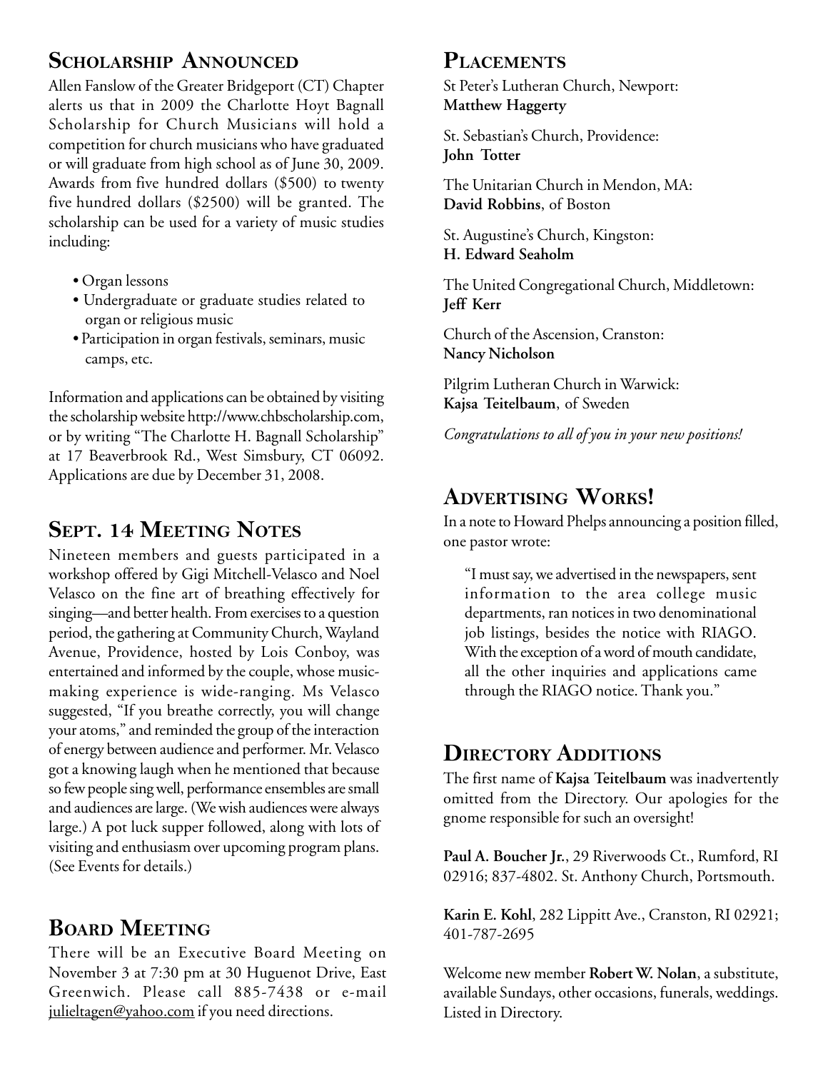## Scholarship Announced

Allen Fanslow of the Greater Bridgeport (CT) Chapter alerts us that in 2009 the Charlotte Hoyt Bagnall Scholarship for Church Musicians will hold a competition for church musicians who have graduated or will graduate from high school as of June 30, 2009. Awards from five hundred dollars ($500) to twenty five hundred dollars ($2500) will be granted. The scholarship can be used for a variety of music studies including:

- Organ lessons
- Undergraduate or graduate studies related to organ or religious music
- Participation in organ festivals, seminars, music camps, etc.

Information and applications can be obtained by visiting the scholarship website http://www.chbscholarship.com, or by writing "The Charlotte H. Bagnall Scholarship" at 17 Beaverbrook Rd., West Simsbury, CT 06092. Applications are due by December 31, 2008.

## Sept. 14 Meeting Notes

Nineteen members and guests participated in a workshop offered by Gigi Mitchell-Velasco and Noel Velasco on the fine art of breathing effectively for singing—and better health. From exercises to a question period, the gathering at Community Church, Wayland Avenue, Providence, hosted by Lois Conboy, was entertained and informed by the couple, whose music-making experience is wide-ranging. Ms Velasco suggested, "If you breathe correctly, you will change your atoms," and reminded the group of the interaction of energy between audience and performer. Mr. Velasco got a knowing laugh when he mentioned that because so few people sing well, performance ensembles are small and audiences are large. (We wish audiences were always large.) A pot luck supper followed, along with lots of visiting and enthusiasm over upcoming program plans. (See Events for details.)

## Board Meeting

There will be an Executive Board Meeting on November 3 at 7:30 pm at 30 Huguenot Drive, East Greenwich. Please call 885-7438 or e-mail julieltagen@yahoo.com if you need directions.

## Placements

St Peter's Lutheran Church, Newport:
**Matthew Haggerty**

St. Sebastian's Church, Providence:
**John Totter**

The Unitarian Church in Mendon, MA:
**David Robbins**, of Boston

St. Augustine's Church, Kingston:
**H. Edward Seaholm**

The United Congregational Church, Middletown:
**Jeff Kerr**

Church of the Ascension, Cranston:
**Nancy Nicholson**

Pilgrim Lutheran Church in Warwick:
**Kajsa Teitelbaum**, of Sweden

*Congratulations to all of you in your new positions!*

## Advertising Works!

In a note to Howard Phelps announcing a position filled, one pastor wrote:

> "I must say, we advertised in the newspapers, sent information to the area college music departments, ran notices in two denominational job listings, besides the notice with RIAGO. With the exception of a word of mouth candidate, all the other inquiries and applications came through the RIAGO notice. Thank you."

## Directory Additions

The first name of **Kajsa Teitelbaum** was inadvertently omitted from the Directory. Our apologies for the gnome responsible for such an oversight!

**Paul A. Boucher Jr.**, 29 Riverwoods Ct., Rumford, RI 02916; 837-4802. St. Anthony Church, Portsmouth.

**Karin E. Kohl**, 282 Lippitt Ave., Cranston, RI 02921; 401-787-2695

Welcome new member **Robert W. Nolan**, a substitute, available Sundays, other occasions, funerals, weddings. Listed in Directory.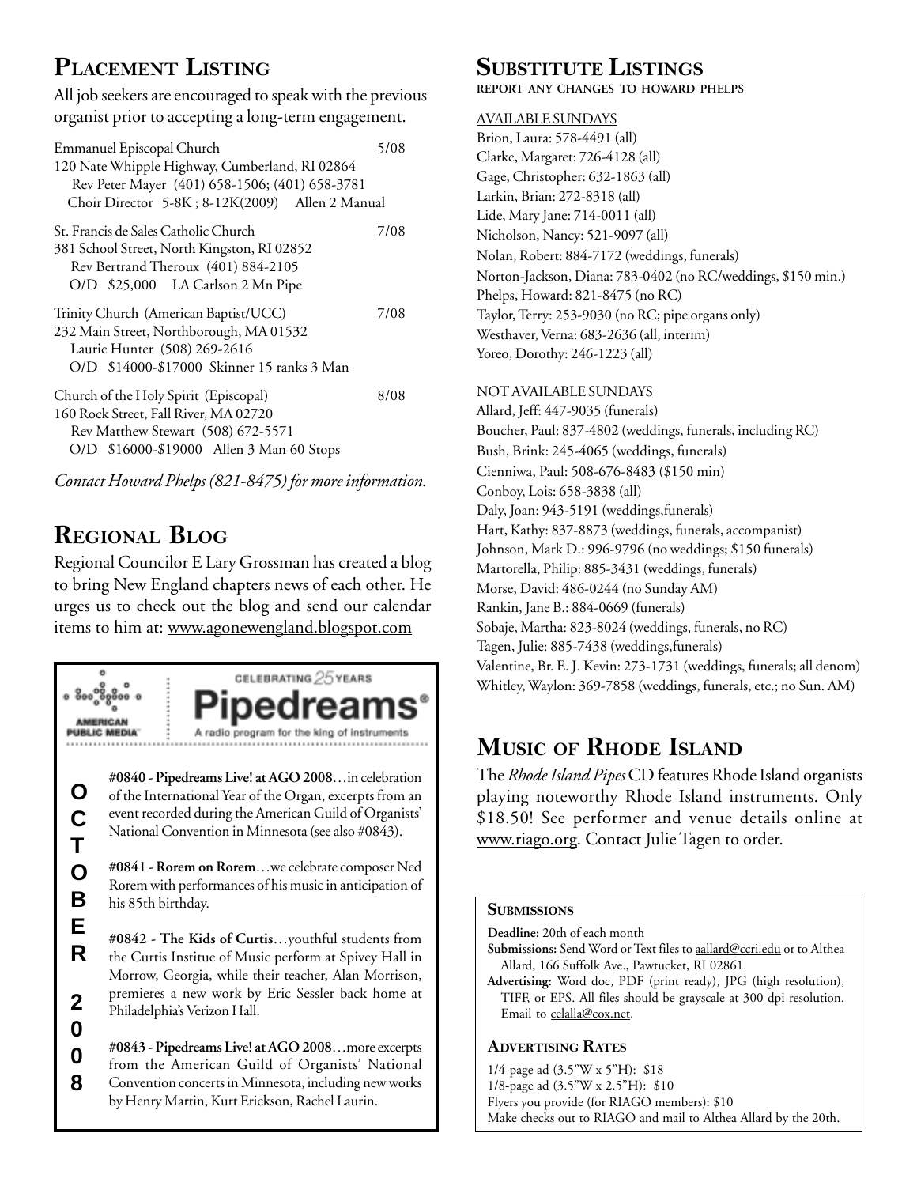## Placement Listing

All job seekers are encouraged to speak with the previous organist prior to accepting a long-term engagement.

Emmanuel Episcopal Church 5/08
120 Nate Whipple Highway, Cumberland, RI 02864
Rev Peter Mayer (401) 658-1506; (401) 658-3781
Choir Director 5-8K ; 8-12K(2009) Allen 2 Manual

St. Francis de Sales Catholic Church 7/08
381 School Street, North Kingston, RI 02852
Rev Bertrand Theroux (401) 884-2105
O/D $25,000 LA Carlson 2 Mn Pipe

Trinity Church (American Baptist/UCC) 7/08
232 Main Street, Northborough, MA 01532
Laurie Hunter (508) 269-2616
O/D $14000-$17000 Skinner 15 ranks 3 Man

Church of the Holy Spirit (Episcopal) 8/08
160 Rock Street, Fall River, MA 02720
Rev Matthew Stewart (508) 672-5571
O/D $16000-$19000 Allen 3 Man 60 Stops

*Contact Howard Phelps (821-8475) for more information.*

## Regional Blog

Regional Councilor E Lary Grossman has created a blog to bring New England chapters news of each other. He urges us to check out the blog and send our calendar items to him at: www.agonewengland.blogspot.com

AMERICAN PUBLIC MEDIA
CELEBRATING 25 YEARS
**Pipedreams®**
A radio program for the king of instruments

**OCTOBER 2008**

**#0840 - Pipedreams Live! at AGO 2008**…in celebration of the International Year of the Organ, excerpts from an event recorded during the American Guild of Organists' National Convention in Minnesota (see also #0843).

**#0841 - Rorem on Rorem**…we celebrate composer Ned Rorem with performances of his music in anticipation of his 85th birthday.

**#0842 - The Kids of Curtis**…youthful students from the Curtis Institue of Music perform at Spivey Hall in Morrow, Georgia, while their teacher, Alan Morrison, premieres a new work by Eric Sessler back home at Philadelphia's Verizon Hall.

**#0843 - Pipedreams Live! at AGO 2008**…more excerpts from the American Guild of Organists' National Convention concerts in Minnesota, including new works by Henry Martin, Kurt Erickson, Rachel Laurin.

## Substitute Listings

REPORT ANY CHANGES TO HOWARD PHELPS

AVAILABLE SUNDAYS

Brion, Laura: 578-4491 (all)
Clarke, Margaret: 726-4128 (all)
Gage, Christopher: 632-1863 (all)
Larkin, Brian: 272-8318 (all)
Lide, Mary Jane: 714-0011 (all)
Nicholson, Nancy: 521-9097 (all)
Nolan, Robert: 884-7172 (weddings, funerals)
Norton-Jackson, Diana: 783-0402 (no RC/weddings, $150 min.)
Phelps, Howard: 821-8475 (no RC)
Taylor, Terry: 253-9030 (no RC; pipe organs only)
Westhaver, Verna: 683-2636 (all, interim)
Yoreo, Dorothy: 246-1223 (all)

NOT AVAILABLE SUNDAYS

Allard, Jeff: 447-9035 (funerals)
Boucher, Paul: 837-4802 (weddings, funerals, including RC)
Bush, Brink: 245-4065 (weddings, funerals)
Cienniwa, Paul: 508-676-8483 ($150 min)
Conboy, Lois: 658-3838 (all)
Daly, Joan: 943-5191 (weddings,funerals)
Hart, Kathy: 837-8873 (weddings, funerals, accompanist)
Johnson, Mark D.: 996-9796 (no weddings; $150 funerals)
Martorella, Philip: 885-3431 (weddings, funerals)
Morse, David: 486-0244 (no Sunday AM)
Rankin, Jane B.: 884-0669 (funerals)
Sobaje, Martha: 823-8024 (weddings, funerals, no RC)
Tagen, Julie: 885-7438 (weddings,funerals)
Valentine, Br. E. J. Kevin: 273-1731 (weddings, funerals; all denom)
Whitley, Waylon: 369-7858 (weddings, funerals, etc.; no Sun. AM)

## Music of Rhode Island

The *Rhode Island Pipes* CD features Rhode Island organists playing noteworthy Rhode Island instruments. Only $18.50! See performer and venue details online at www.riago.org. Contact Julie Tagen to order.

### Submissions

**Deadline:** 20th of each month
**Submissions:** Send Word or Text files to aallard@ccri.edu or to Althea Allard, 166 Suffolk Ave., Pawtucket, RI 02861.
**Advertising:** Word doc, PDF (print ready), JPG (high resolution), TIFF, or EPS. All files should be grayscale at 300 dpi resolution. Email to celalla@cox.net.

### Advertising Rates

1/4-page ad (3.5"W x 5"H): $18
1/8-page ad (3.5"W x 2.5"H): $10
Flyers you provide (for RIAGO members): $10
Make checks out to RIAGO and mail to Althea Allard by the 20th.